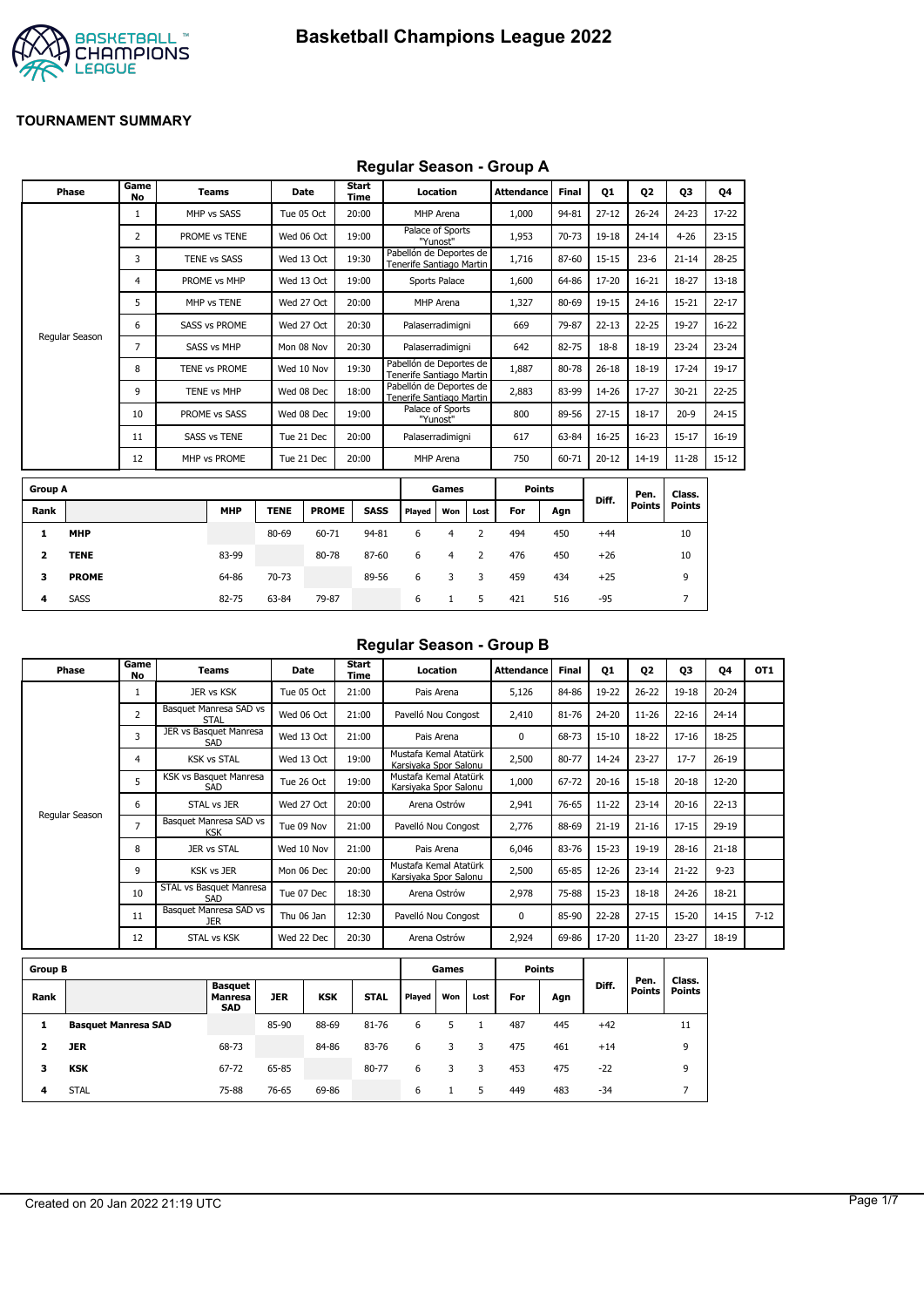# Basketball Champions League 2022

## TOURNAMENT SUMMARY

### Regular Season - Group A

| Phase | Game No | Teams | Date | Start Time | Location | Attendance | Final | Q1 | Q2 | Q3 | Q4 |
|---|---|---|---|---|---|---|---|---|---|---|---|
| Regular Season | 1 | MHP vs SASS | Tue 05 Oct | 20:00 | MHP Arena | 1,000 | 94-81 | 27-12 | 26-24 | 24-23 | 17-22 |
| | 2 | PROME vs TENE | Wed 06 Oct | 19:00 | Palace of Sports "Yunost" | 1,953 | 70-73 | 19-18 | 24-14 | 4-26 | 23-15 |
| | 3 | TENE vs SASS | Wed 13 Oct | 19:30 | Pabellón de Deportes de Tenerife Santiago Martin | 1,716 | 87-60 | 15-15 | 23-6 | 21-14 | 28-25 |
| | 4 | PROME vs MHP | Wed 13 Oct | 19:00 | Sports Palace | 1,600 | 64-86 | 17-20 | 16-21 | 18-27 | 13-18 |
| | 5 | MHP vs TENE | Wed 27 Oct | 20:00 | MHP Arena | 1,327 | 80-69 | 19-15 | 24-16 | 15-21 | 22-17 |
| | 6 | SASS vs PROME | Wed 27 Oct | 20:30 | Palaserradimigni | 669 | 79-87 | 22-13 | 22-25 | 19-27 | 16-22 |
| | 7 | SASS vs MHP | Mon 08 Nov | 20:30 | Palaserradimigni | 642 | 82-75 | 18-8 | 18-19 | 23-24 | 23-24 |
| | 8 | TENE vs PROME | Wed 10 Nov | 19:30 | Pabellón de Deportes de Tenerife Santiago Martin | 1,887 | 80-78 | 26-18 | 18-19 | 17-24 | 19-17 |
| | 9 | TENE vs MHP | Wed 08 Dec | 18:00 | Pabellón de Deportes de Tenerife Santiago Martin | 2,883 | 83-99 | 14-26 | 17-27 | 30-21 | 22-25 |
| | 10 | PROME vs SASS | Wed 08 Dec | 19:00 | Palace of Sports "Yunost" | 800 | 89-56 | 27-15 | 18-17 | 20-9 | 24-15 |
| | 11 | SASS vs TENE | Tue 21 Dec | 20:00 | Palaserradimigni | 617 | 63-84 | 16-25 | 16-23 | 15-17 | 16-19 |
| | 12 | MHP vs PROME | Tue 21 Dec | 20:00 | MHP Arena | 750 | 60-71 | 20-12 | 14-19 | 11-28 | 15-12 |

| Group A | | | | | | Games | | | Points | | Diff. | Pen. Points | Class. Points |
|---|---|---|---|---|---|---|---|---|---|---|---|---|---|
| Rank | | MHP | TENE | PROME | SASS | Played | Won | Lost | For | Agn | | | |
| 1 | **MHP** | | 80-69 | 60-71 | 94-81 | 6 | 4 | 2 | 494 | 450 | +44 | | 10 |
| 2 | **TENE** | 83-99 | | 80-78 | 87-60 | 6 | 4 | 2 | 476 | 450 | +26 | | 10 |
| 3 | **PROME** | 64-86 | 70-73 | | 89-56 | 6 | 3 | 3 | 459 | 434 | +25 | | 9 |
| 4 | SASS | 82-75 | 63-84 | 79-87 | | 6 | 1 | 5 | 421 | 516 | -95 | | 7 |

### Regular Season - Group B

| Phase | Game No | Teams | Date | Start Time | Location | Attendance | Final | Q1 | Q2 | Q3 | Q4 | OT1 |
|---|---|---|---|---|---|---|---|---|---|---|---|---|
| Regular Season | 1 | JER vs KSK | Tue 05 Oct | 21:00 | Pais Arena | 5,126 | 84-86 | 19-22 | 26-22 | 19-18 | 20-24 | |
| | 2 | Basquet Manresa SAD vs STAL | Wed 06 Oct | 21:00 | Pavelló Nou Congost | 2,410 | 81-76 | 24-20 | 11-26 | 22-16 | 24-14 | |
| | 3 | JER vs Basquet Manresa SAD | Wed 13 Oct | 21:00 | Pais Arena | 0 | 68-73 | 15-10 | 18-22 | 17-16 | 18-25 | |
| | 4 | KSK vs STAL | Wed 13 Oct | 19:00 | Mustafa Kemal Atatürk Karsiyaka Spor Salonu | 2,500 | 80-77 | 14-24 | 23-27 | 17-7 | 26-19 | |
| | 5 | KSK vs Basquet Manresa SAD | Tue 26 Oct | 19:00 | Mustafa Kemal Atatürk Karsiyaka Spor Salonu | 1,000 | 67-72 | 20-16 | 15-18 | 20-18 | 12-20 | |
| | 6 | STAL vs JER | Wed 27 Oct | 20:00 | Arena Ostrów | 2,941 | 76-65 | 11-22 | 23-14 | 20-16 | 22-13 | |
| | 7 | Basquet Manresa SAD vs KSK | Tue 09 Nov | 21:00 | Pavelló Nou Congost | 2,776 | 88-69 | 21-19 | 21-16 | 17-15 | 29-19 | |
| | 8 | JER vs STAL | Wed 10 Nov | 21:00 | Pais Arena | 6,046 | 83-76 | 15-23 | 19-19 | 28-16 | 21-18 | |
| | 9 | KSK vs JER | Mon 06 Dec | 20:00 | Mustafa Kemal Atatürk Karsiyaka Spor Salonu | 2,500 | 65-85 | 12-26 | 23-14 | 21-22 | 9-23 | |
| | 10 | STAL vs Basquet Manresa SAD | Tue 07 Dec | 18:30 | Arena Ostrów | 2,978 | 75-88 | 15-23 | 18-18 | 24-26 | 18-21 | |
| | 11 | Basquet Manresa SAD vs JER | Thu 06 Jan | 12:30 | Pavelló Nou Congost | 0 | 85-90 | 22-28 | 27-15 | 15-20 | 14-15 | 7-12 |
| | 12 | STAL vs KSK | Wed 22 Dec | 20:30 | Arena Ostrów | 2,924 | 69-86 | 17-20 | 11-20 | 23-27 | 18-19 | |

| Group B | | | | | | Games | | | Points | | Diff. | Pen. Points | Class. Points |
|---|---|---|---|---|---|---|---|---|---|---|---|---|---|
| Rank | | Basquet Manresa SAD | JER | KSK | STAL | Played | Won | Lost | For | Agn | | | |
| 1 | **Basquet Manresa SAD** | | 85-90 | 88-69 | 81-76 | 6 | 5 | 1 | 487 | 445 | +42 | | 11 |
| 2 | **JER** | 68-73 | | 84-86 | 83-76 | 6 | 3 | 3 | 475 | 461 | +14 | | 9 |
| 3 | **KSK** | 67-72 | 65-85 | | 80-77 | 6 | 3 | 3 | 453 | 475 | -22 | | 9 |
| 4 | STAL | 75-88 | 76-65 | 69-86 | | 6 | 1 | 5 | 449 | 483 | -34 | | 7 |

Created on 20 Jan 2022 21:19 UTC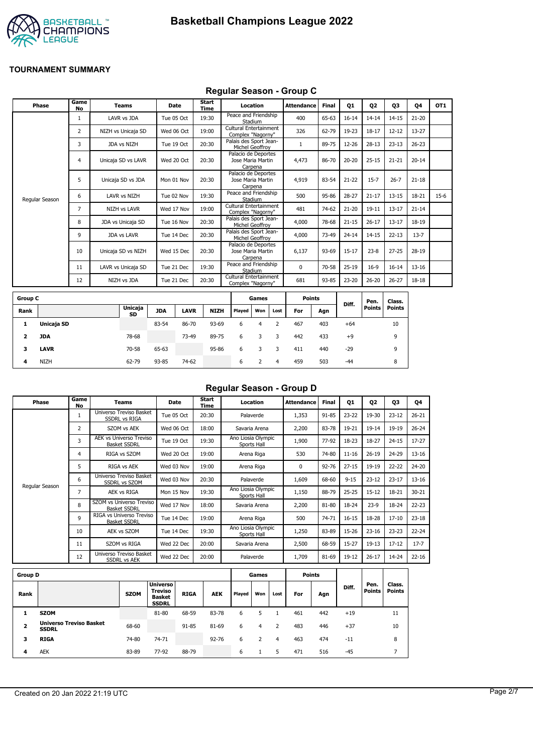# Basketball Champions League 2022

## TOURNAMENT SUMMARY

### Regular Season - Group C

| Phase | Game No | Teams | Date | Start Time | Location | Attendance | Final | Q1 | Q2 | Q3 | Q4 | OT1 |
|---|---|---|---|---|---|---|---|---|---|---|---|---|
| Regular Season | 1 | LAVR vs JDA | Tue 05 Oct | 19:30 | Peace and Friendship Stadium | 400 | 65-63 | 16-14 | 14-14 | 14-15 | 21-20 | |
| | 2 | NIZH vs Unicaja SD | Wed 06 Oct | 19:00 | Cultural Entertainment Complex "Nagorny" | 326 | 62-79 | 19-23 | 18-17 | 12-12 | 13-27 | |
| | 3 | JDA vs NIZH | Tue 19 Oct | 20:30 | Palais des Sport Jean-Michel Geoffroy | 1 | 89-75 | 12-26 | 28-13 | 23-13 | 26-23 | |
| | 4 | Unicaja SD vs LAVR | Wed 20 Oct | 20:30 | Palacio de Deportes Jose Maria Martin Carpena | 4,473 | 86-70 | 20-20 | 25-15 | 21-21 | 20-14 | |
| | 5 | Unicaja SD vs JDA | Mon 01 Nov | 20:30 | Palacio de Deportes Jose Maria Martin Carpena | 4,919 | 83-54 | 21-22 | 15-7 | 26-7 | 21-18 | |
| | 6 | LAVR vs NIZH | Tue 02 Nov | 19:30 | Peace and Friendship Stadium | 500 | 95-86 | 28-27 | 21-17 | 13-15 | 18-21 | 15-6 |
| | 7 | NIZH vs LAVR | Wed 17 Nov | 19:00 | Cultural Entertainment Complex "Nagorny" | 481 | 74-62 | 21-20 | 19-11 | 13-17 | 21-14 | |
| | 8 | JDA vs Unicaja SD | Tue 16 Nov | 20:30 | Palais des Sport Jean-Michel Geoffroy | 4,000 | 78-68 | 21-15 | 26-17 | 13-17 | 18-19 | |
| | 9 | JDA vs LAVR | Tue 14 Dec | 20:30 | Palais des Sport Jean-Michel Geoffroy | 4,000 | 73-49 | 24-14 | 14-15 | 22-13 | 13-7 | |
| | 10 | Unicaja SD vs NIZH | Wed 15 Dec | 20:30 | Palacio de Deportes Jose Maria Martin Carpena | 6,137 | 93-69 | 15-17 | 23-8 | 27-25 | 28-19 | |
| | 11 | LAVR vs Unicaja SD | Tue 21 Dec | 19:30 | Peace and Friendship Stadium | 0 | 70-58 | 25-19 | 16-9 | 16-14 | 13-16 | |
| | 12 | NIZH vs JDA | Tue 21 Dec | 20:30 | Cultural Entertainment Complex "Nagorny" | 681 | 93-85 | 23-20 | 26-20 | 26-27 | 18-18 | |

| Group C | | | | | | Games | | | Points | | | | |
|---|---|---|---|---|---|---|---|---|---|---|---|---|---|
| Rank | | Unicaja SD | JDA | LAVR | NIZH | Played | Won | Lost | For | Agn | Diff. | Pen. Points | Class. Points |
| 1 | **Unicaja SD** | | 83-54 | 86-70 | 93-69 | 6 | 4 | 2 | 467 | 403 | +64 | | 10 |
| 2 | **JDA** | 78-68 | | 73-49 | 89-75 | 6 | 3 | 3 | 442 | 433 | +9 | | 9 |
| 3 | **LAVR** | 70-58 | 65-63 | | 95-86 | 6 | 3 | 3 | 411 | 440 | -29 | | 9 |
| 4 | NIZH | 62-79 | 93-85 | 74-62 | | 6 | 2 | 4 | 459 | 503 | -44 | | 8 |

### Regular Season - Group D

| Phase | Game No | Teams | Date | Start Time | Location | Attendance | Final | Q1 | Q2 | Q3 | Q4 |
|---|---|---|---|---|---|---|---|---|---|---|---|
| Regular Season | 1 | Universo Treviso Basket SSDRL vs RIGA | Tue 05 Oct | 20:30 | Palaverde | 1,353 | 91-85 | 23-22 | 19-30 | 23-12 | 26-21 |
| | 2 | SZOM vs AEK | Wed 06 Oct | 18:00 | Savaria Arena | 2,200 | 83-78 | 19-21 | 19-14 | 19-19 | 26-24 |
| | 3 | AEK vs Universo Treviso Basket SSDRL | Tue 19 Oct | 19:30 | Ano Liosia Olympic Sports Hall | 1,900 | 77-92 | 18-23 | 18-27 | 24-15 | 17-27 |
| | 4 | RIGA vs SZOM | Wed 20 Oct | 19:00 | Arena Riga | 530 | 74-80 | 11-16 | 26-19 | 24-29 | 13-16 |
| | 5 | RIGA vs AEK | Wed 03 Nov | 19:00 | Arena Riga | 0 | 92-76 | 27-15 | 19-19 | 22-22 | 24-20 |
| | 6 | Universo Treviso Basket SSDRL vs SZOM | Wed 03 Nov | 20:30 | Palaverde | 1,609 | 68-60 | 9-15 | 23-12 | 23-17 | 13-16 |
| | 7 | AEK vs RIGA | Mon 15 Nov | 19:30 | Ano Liosia Olympic Sports Hall | 1,150 | 88-79 | 25-25 | 15-12 | 18-21 | 30-21 |
| | 8 | SZOM vs Universo Treviso Basket SSDRL | Wed 17 Nov | 18:00 | Savaria Arena | 2,200 | 81-80 | 18-24 | 23-9 | 18-24 | 22-23 |
| | 9 | RIGA vs Universo Treviso Basket SSDRL | Tue 14 Dec | 19:00 | Arena Riga | 500 | 74-71 | 16-15 | 18-28 | 17-10 | 23-18 |
| | 10 | AEK vs SZOM | Tue 14 Dec | 19:30 | Ano Liosia Olympic Sports Hall | 1,250 | 83-89 | 15-26 | 23-16 | 23-23 | 22-24 |
| | 11 | SZOM vs RIGA | Wed 22 Dec | 20:00 | Savaria Arena | 2,500 | 68-59 | 15-27 | 19-13 | 17-12 | 17-7 |
| | 12 | Universo Treviso Basket SSDRL vs AEK | Wed 22 Dec | 20:00 | Palaverde | 1,709 | 81-69 | 19-12 | 26-17 | 14-24 | 22-16 |

| Group D | | | | | | Games | | | Points | | | | |
|---|---|---|---|---|---|---|---|---|---|---|---|---|---|
| Rank | | SZOM | Universo Treviso Basket SSDRL | RIGA | AEK | Played | Won | Lost | For | Agn | Diff. | Pen. Points | Class. Points |
| 1 | **SZOM** | | 81-80 | 68-59 | 83-78 | 6 | 5 | 1 | 461 | 442 | +19 | | 11 |
| 2 | **Universo Treviso Basket SSDRL** | 68-60 | | 91-85 | 81-69 | 6 | 4 | 2 | 483 | 446 | +37 | | 10 |
| 3 | **RIGA** | 74-80 | 74-71 | | 92-76 | 6 | 2 | 4 | 463 | 474 | -11 | | 8 |
| 4 | AEK | 83-89 | 77-92 | 88-79 | | 6 | 1 | 5 | 471 | 516 | -45 | | 7 |

Created on 20 Jan 2022 21:19 UTC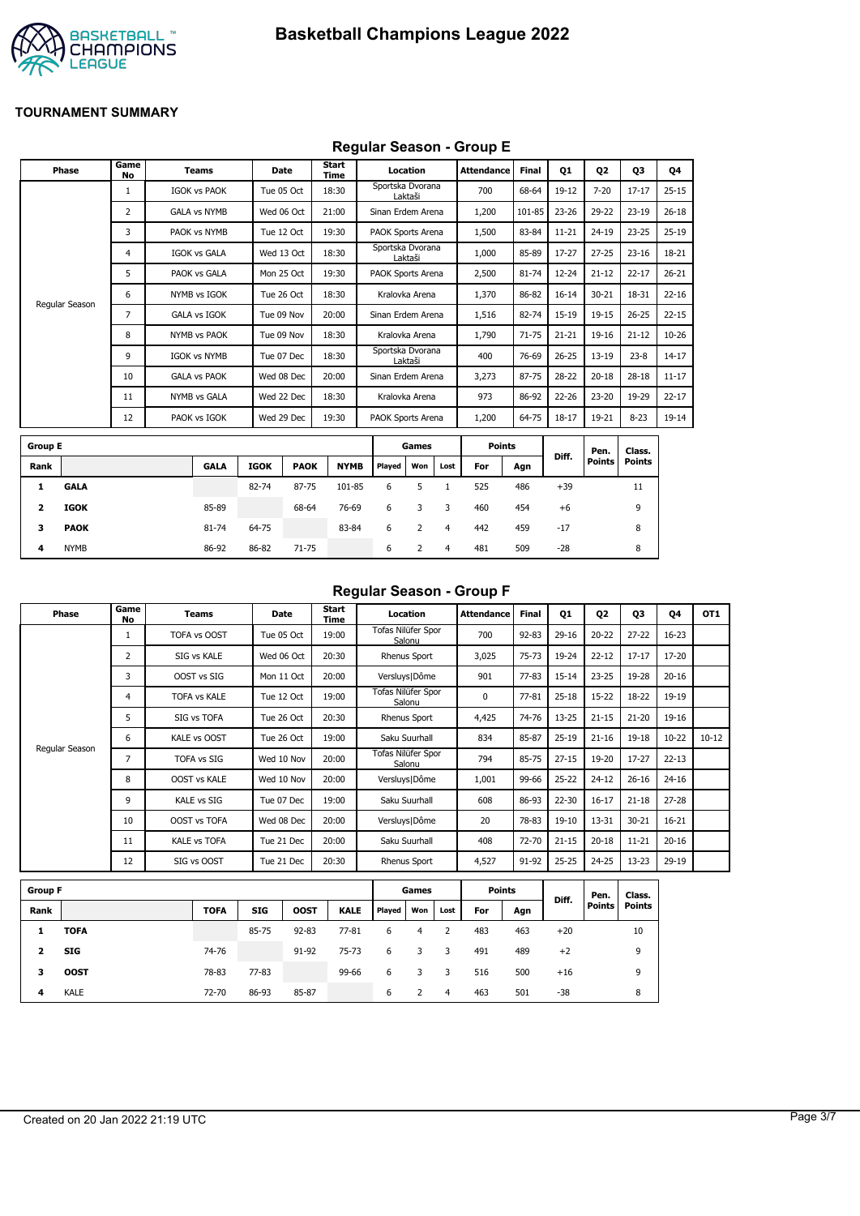# Basketball Champions League 2022

**TOURNAMENT SUMMARY**

## Regular Season - Group E

| Phase | Game No | Teams | Date | Start Time | Location | Attendance | Final | Q1 | Q2 | Q3 | Q4 |
|---|---|---|---|---|---|---|---|---|---|---|---|
| Regular Season | 1 | IGOK vs PAOK | Tue 05 Oct | 18:30 | Sportska Dvorana Laktaši | 700 | 68-64 | 19-12 | 7-20 | 17-17 | 25-15 |
| | 2 | GALA vs NYMB | Wed 06 Oct | 21:00 | Sinan Erdem Arena | 1,200 | 101-85 | 23-26 | 29-22 | 23-19 | 26-18 |
| | 3 | PAOK vs NYMB | Tue 12 Oct | 19:30 | PAOK Sports Arena | 1,500 | 83-84 | 11-21 | 24-19 | 23-25 | 25-19 |
| | 4 | IGOK vs GALA | Wed 13 Oct | 18:30 | Sportska Dvorana Laktaši | 1,000 | 85-89 | 17-27 | 27-25 | 23-16 | 18-21 |
| | 5 | PAOK vs GALA | Mon 25 Oct | 19:30 | PAOK Sports Arena | 2,500 | 81-74 | 12-24 | 21-12 | 22-17 | 26-21 |
| | 6 | NYMB vs IGOK | Tue 26 Oct | 18:30 | Kralovka Arena | 1,370 | 86-82 | 16-14 | 30-21 | 18-31 | 22-16 |
| | 7 | GALA vs IGOK | Tue 09 Nov | 20:00 | Sinan Erdem Arena | 1,516 | 82-74 | 15-19 | 19-15 | 26-25 | 22-15 |
| | 8 | NYMB vs PAOK | Tue 09 Nov | 18:30 | Kralovka Arena | 1,790 | 71-75 | 21-21 | 19-16 | 21-12 | 10-26 |
| | 9 | IGOK vs NYMB | Tue 07 Dec | 18:30 | Sportska Dvorana Laktaši | 400 | 76-69 | 26-25 | 13-19 | 23-8 | 14-17 |
| | 10 | GALA vs PAOK | Wed 08 Dec | 20:00 | Sinan Erdem Arena | 3,273 | 87-75 | 28-22 | 20-18 | 28-18 | 11-17 |
| | 11 | NYMB vs GALA | Wed 22 Dec | 18:30 | Kralovka Arena | 973 | 86-92 | 22-26 | 23-20 | 19-29 | 22-17 |
| | 12 | PAOK vs IGOK | Wed 29 Dec | 19:30 | PAOK Sports Arena | 1,200 | 64-75 | 18-17 | 19-21 | 8-23 | 19-14 |

| Group E | | | | | | Games | | | Points | | Diff. | Pen. Points | Class. Points |
|---|---|---|---|---|---|---|---|---|---|---|---|---|---|
| Rank | | GALA | IGOK | PAOK | NYMB | Played | Won | Lost | For | Agn | | | |
| 1 | **GALA** | | 82-74 | 87-75 | 101-85 | 6 | 5 | 1 | 525 | 486 | +39 | | 11 |
| 2 | **IGOK** | 85-89 | | 68-64 | 76-69 | 6 | 3 | 3 | 460 | 454 | +6 | | 9 |
| 3 | **PAOK** | 81-74 | 64-75 | | 83-84 | 6 | 2 | 4 | 442 | 459 | -17 | | 8 |
| 4 | NYMB | 86-92 | 86-82 | 71-75 | | 6 | 2 | 4 | 481 | 509 | -28 | | 8 |

## Regular Season - Group F

| Phase | Game No | Teams | Date | Start Time | Location | Attendance | Final | Q1 | Q2 | Q3 | Q4 | OT1 |
|---|---|---|---|---|---|---|---|---|---|---|---|---|
| Regular Season | 1 | TOFA vs OOST | Tue 05 Oct | 19:00 | Tofas Nilüfer Spor Salonu | 700 | 92-83 | 29-16 | 20-22 | 27-22 | 16-23 | |
| | 2 | SIG vs KALE | Wed 06 Oct | 20:30 | Rhenus Sport | 3,025 | 75-73 | 19-24 | 22-12 | 17-17 | 17-20 | |
| | 3 | OOST vs SIG | Mon 11 Oct | 20:00 | Versluys\|Dôme | 901 | 77-83 | 15-14 | 23-25 | 19-28 | 20-16 | |
| | 4 | TOFA vs KALE | Tue 12 Oct | 19:00 | Tofas Nilüfer Spor Salonu | 0 | 77-81 | 25-18 | 15-22 | 18-22 | 19-19 | |
| | 5 | SIG vs TOFA | Tue 26 Oct | 20:30 | Rhenus Sport | 4,425 | 74-76 | 13-25 | 21-15 | 21-20 | 19-16 | |
| | 6 | KALE vs OOST | Tue 26 Oct | 19:00 | Saku Suurhall | 834 | 85-87 | 25-19 | 21-16 | 19-18 | 10-22 | 10-12 |
| | 7 | TOFA vs SIG | Wed 10 Nov | 20:00 | Tofas Nilüfer Spor Salonu | 794 | 85-75 | 27-15 | 19-20 | 17-27 | 22-13 | |
| | 8 | OOST vs KALE | Wed 10 Nov | 20:00 | Versluys\|Dôme | 1,001 | 99-66 | 25-22 | 24-12 | 26-16 | 24-16 | |
| | 9 | KALE vs SIG | Tue 07 Dec | 19:00 | Saku Suurhall | 608 | 86-93 | 22-30 | 16-17 | 21-18 | 27-28 | |
| | 10 | OOST vs TOFA | Wed 08 Dec | 20:00 | Versluys\|Dôme | 20 | 78-83 | 19-10 | 13-31 | 30-21 | 16-21 | |
| | 11 | KALE vs TOFA | Tue 21 Dec | 20:00 | Saku Suurhall | 408 | 72-70 | 21-15 | 20-18 | 11-21 | 20-16 | |
| | 12 | SIG vs OOST | Tue 21 Dec | 20:30 | Rhenus Sport | 4,527 | 91-92 | 25-25 | 24-25 | 13-23 | 29-19 | |

| Group F | | | | | | Games | | | Points | | Diff. | Pen. Points | Class. Points |
|---|---|---|---|---|---|---|---|---|---|---|---|---|---|
| Rank | | TOFA | SIG | OOST | KALE | Played | Won | Lost | For | Agn | | | |
| 1 | **TOFA** | | 85-75 | 92-83 | 77-81 | 6 | 4 | 2 | 483 | 463 | +20 | | 10 |
| 2 | **SIG** | 74-76 | | 91-92 | 75-73 | 6 | 3 | 3 | 491 | 489 | +2 | | 9 |
| 3 | **OOST** | 78-83 | 77-83 | | 99-66 | 6 | 3 | 3 | 516 | 500 | +16 | | 9 |
| 4 | KALE | 72-70 | 86-93 | 85-87 | | 6 | 2 | 4 | 463 | 501 | -38 | | 8 |

Created on 20 Jan 2022 21:19 UTC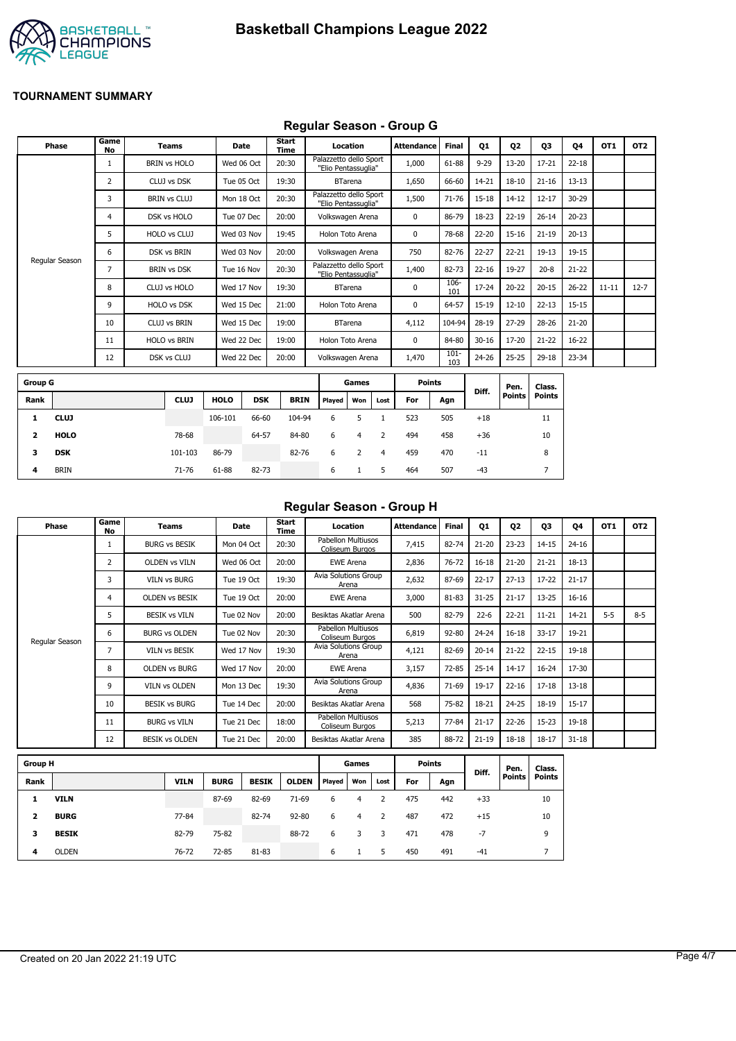# Basketball Champions League 2022

## TOURNAMENT SUMMARY

### Regular Season - Group G

| Phase | Game No | Teams | Date | Start Time | Location | Attendance | Final | Q1 | Q2 | Q3 | Q4 | OT1 | OT2 |
|---|---|---|---|---|---|---|---|---|---|---|---|---|---|
| Regular Season | 1 | BRIN vs HOLO | Wed 06 Oct | 20:30 | Palazzetto dello Sport "Elio Pentassuglia" | 1,000 | 61-88 | 9-29 | 13-20 | 17-21 | 22-18 | | |
| | 2 | CLUJ vs DSK | Tue 05 Oct | 19:30 | BTarena | 1,650 | 66-60 | 14-21 | 18-10 | 21-16 | 13-13 | | |
| | 3 | BRIN vs CLUJ | Mon 18 Oct | 20:30 | Palazzetto dello Sport "Elio Pentassuglia" | 1,500 | 71-76 | 15-18 | 14-12 | 12-17 | 30-29 | | |
| | 4 | DSK vs HOLO | Tue 07 Dec | 20:00 | Volkswagen Arena | 0 | 86-79 | 18-23 | 22-19 | 26-14 | 20-23 | | |
| | 5 | HOLO vs CLUJ | Wed 03 Nov | 19:45 | Holon Toto Arena | 0 | 78-68 | 22-20 | 15-16 | 21-19 | 20-13 | | |
| | 6 | DSK vs BRIN | Wed 03 Nov | 20:00 | Volkswagen Arena | 750 | 82-76 | 22-27 | 22-21 | 19-13 | 19-15 | | |
| | 7 | BRIN vs DSK | Tue 16 Nov | 20:30 | Palazzetto dello Sport "Elio Pentassuglia" | 1,400 | 82-73 | 22-16 | 19-27 | 20-8 | 21-22 | | |
| | 8 | CLUJ vs HOLO | Wed 17 Nov | 19:30 | BTarena | 0 | 106-101 | 17-24 | 20-22 | 20-15 | 26-22 | 11-11 | 12-7 |
| | 9 | HOLO vs DSK | Wed 15 Dec | 21:00 | Holon Toto Arena | 0 | 64-57 | 15-19 | 12-10 | 22-13 | 15-15 | | |
| | 10 | CLUJ vs BRIN | Wed 15 Dec | 19:00 | BTarena | 4,112 | 104-94 | 28-19 | 27-29 | 28-26 | 21-20 | | |
| | 11 | HOLO vs BRIN | Wed 22 Dec | 19:00 | Holon Toto Arena | 0 | 84-80 | 30-16 | 17-20 | 21-22 | 16-22 | | |
| | 12 | DSK vs CLUJ | Wed 22 Dec | 20:00 | Volkswagen Arena | 1,470 | 101-103 | 24-26 | 25-25 | 29-18 | 23-34 | | |

| Group G | | | | | | Games | | | Points | | Diff. | Pen. Points | Class. Points |
|---|---|---|---|---|---|---|---|---|---|---|---|---|---|
| Rank | | CLUJ | HOLO | DSK | BRIN | Played | Won | Lost | For | Agn | | | |
| 1 | **CLUJ** | | 106-101 | 66-60 | 104-94 | 6 | 5 | 1 | 523 | 505 | +18 | | 11 |
| 2 | **HOLO** | 78-68 | | 64-57 | 84-80 | 6 | 4 | 2 | 494 | 458 | +36 | | 10 |
| 3 | **DSK** | 101-103 | 86-79 | | 82-76 | 6 | 2 | 4 | 459 | 470 | -11 | | 8 |
| 4 | BRIN | 71-76 | 61-88 | 82-73 | | 6 | 1 | 5 | 464 | 507 | -43 | | 7 |

### Regular Season - Group H

| Phase | Game No | Teams | Date | Start Time | Location | Attendance | Final | Q1 | Q2 | Q3 | Q4 | OT1 | OT2 |
|---|---|---|---|---|---|---|---|---|---|---|---|---|---|
| Regular Season | 1 | BURG vs BESIK | Mon 04 Oct | 20:30 | Pabellon Multiusos Coliseum Burgos | 7,415 | 82-74 | 21-20 | 23-23 | 14-15 | 24-16 | | |
| | 2 | OLDEN vs VILN | Wed 06 Oct | 20:00 | EWE Arena | 2,836 | 76-72 | 16-18 | 21-20 | 21-21 | 18-13 | | |
| | 3 | VILN vs BURG | Tue 19 Oct | 19:30 | Avia Solutions Group Arena | 2,632 | 87-69 | 22-17 | 27-13 | 17-22 | 21-17 | | |
| | 4 | OLDEN vs BESIK | Tue 19 Oct | 20:00 | EWE Arena | 3,000 | 81-83 | 31-25 | 21-17 | 13-25 | 16-16 | | |
| | 5 | BESIK vs VILN | Tue 02 Nov | 20:00 | Besiktas Akatlar Arena | 500 | 82-79 | 22-6 | 22-21 | 11-21 | 14-21 | 5-5 | 8-5 |
| | 6 | BURG vs OLDEN | Tue 02 Nov | 20:30 | Pabellon Multiusos Coliseum Burgos | 6,819 | 92-80 | 24-24 | 16-18 | 33-17 | 19-21 | | |
| | 7 | VILN vs BESIK | Wed 17 Nov | 19:30 | Avia Solutions Group Arena | 4,121 | 82-69 | 20-14 | 21-22 | 22-15 | 19-18 | | |
| | 8 | OLDEN vs BURG | Wed 17 Nov | 20:00 | EWE Arena | 3,157 | 72-85 | 25-14 | 14-17 | 16-24 | 17-30 | | |
| | 9 | VILN vs OLDEN | Mon 13 Dec | 19:30 | Avia Solutions Group Arena | 4,836 | 71-69 | 19-17 | 22-16 | 17-18 | 13-18 | | |
| | 10 | BESIK vs BURG | Tue 14 Dec | 20:00 | Besiktas Akatlar Arena | 568 | 75-82 | 18-21 | 24-25 | 18-19 | 15-17 | | |
| | 11 | BURG vs VILN | Tue 21 Dec | 18:00 | Pabellon Multiusos Coliseum Burgos | 5,213 | 77-84 | 21-17 | 22-26 | 15-23 | 19-18 | | |
| | 12 | BESIK vs OLDEN | Tue 21 Dec | 20:00 | Besiktas Akatlar Arena | 385 | 88-72 | 21-19 | 18-18 | 18-17 | 31-18 | | |

| Group H | | | | | | Games | | | Points | | Diff. | Pen. Points | Class. Points |
|---|---|---|---|---|---|---|---|---|---|---|---|---|---|
| Rank | | VILN | BURG | BESIK | OLDEN | Played | Won | Lost | For | Agn | | | |
| 1 | **VILN** | | 87-69 | 82-69 | 71-69 | 6 | 4 | 2 | 475 | 442 | +33 | | 10 |
| 2 | **BURG** | 77-84 | | 82-74 | 92-80 | 6 | 4 | 2 | 487 | 472 | +15 | | 10 |
| 3 | **BESIK** | 82-79 | 75-82 | | 88-72 | 6 | 3 | 3 | 471 | 478 | -7 | | 9 |
| 4 | OLDEN | 76-72 | 72-85 | 81-83 | | 6 | 1 | 5 | 450 | 491 | -41 | | 7 |

Created on 20 Jan 2022 21:19 UTC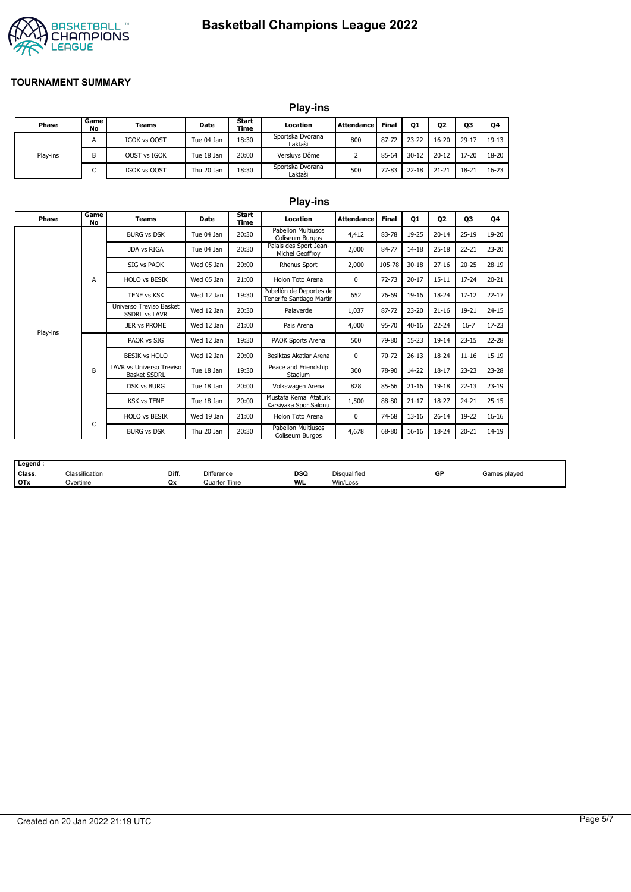# Basketball Champions League 2022

## TOURNAMENT SUMMARY

### Play-ins

| Phase | Game No | Teams | Date | Start Time | Location | Attendance | Final | Q1 | Q2 | Q3 | Q4 |
|---|---|---|---|---|---|---|---|---|---|---|---|
| Play-ins | A | IGOK vs OOST | Tue 04 Jan | 18:30 | Sportska Dvorana Laktaši | 800 | 87-72 | 23-22 | 16-20 | 29-17 | 19-13 |
| | B | OOST vs IGOK | Tue 18 Jan | 20:00 | Versluys\|Dôme | 2 | 85-64 | 30-12 | 20-12 | 17-20 | 18-20 |
| | C | IGOK vs OOST | Thu 20 Jan | 18:30 | Sportska Dvorana Laktaši | 500 | 77-83 | 22-18 | 21-21 | 18-21 | 16-23 |

### Play-ins

| Phase | Game No | Teams | Date | Start Time | Location | Attendance | Final | Q1 | Q2 | Q3 | Q4 |
|---|---|---|---|---|---|---|---|---|---|---|---|
| Play-ins | A | BURG vs DSK | Tue 04 Jan | 20:30 | Pabellon Multiusos Coliseum Burgos | 4,412 | 83-78 | 19-25 | 20-14 | 25-19 | 19-20 |
| | | JDA vs RIGA | Tue 04 Jan | 20:30 | Palais des Sport Jean-Michel Geoffroy | 2,000 | 84-77 | 14-18 | 25-18 | 22-21 | 23-20 |
| | | SIG vs PAOK | Wed 05 Jan | 20:00 | Rhenus Sport | 2,000 | 105-78 | 30-18 | 27-16 | 20-25 | 28-19 |
| | | HOLO vs BESIK | Wed 05 Jan | 21:00 | Holon Toto Arena | 0 | 72-73 | 20-17 | 15-11 | 17-24 | 20-21 |
| | | TENE vs KSK | Wed 12 Jan | 19:30 | Pabellón de Deportes de Tenerife Santiago Martin | 652 | 76-69 | 19-16 | 18-24 | 17-12 | 22-17 |
| | | Universo Treviso Basket SSDRL vs LAVR | Wed 12 Jan | 20:30 | Palaverde | 1,037 | 87-72 | 23-20 | 21-16 | 19-21 | 24-15 |
| | | JER vs PROME | Wed 12 Jan | 21:00 | Pais Arena | 4,000 | 95-70 | 40-16 | 22-24 | 16-7 | 17-23 |
| | B | PAOK vs SIG | Wed 12 Jan | 19:30 | PAOK Sports Arena | 500 | 79-80 | 15-23 | 19-14 | 23-15 | 22-28 |
| | | BESIK vs HOLO | Wed 12 Jan | 20:00 | Besiktas Akatlar Arena | 0 | 70-72 | 26-13 | 18-24 | 11-16 | 15-19 |
| | | LAVR vs Universo Treviso Basket SSDRL | Tue 18 Jan | 19:30 | Peace and Friendship Stadium | 300 | 78-90 | 14-22 | 18-17 | 23-23 | 23-28 |
| | | DSK vs BURG | Tue 18 Jan | 20:00 | Volkswagen Arena | 828 | 85-66 | 21-16 | 19-18 | 22-13 | 23-19 |
| | | KSK vs TENE | Tue 18 Jan | 20:00 | Mustafa Kemal Atatürk Karsiyaka Spor Salonu | 1,500 | 88-80 | 21-17 | 18-27 | 24-21 | 25-15 |
| | C | HOLO vs BESIK | Wed 19 Jan | 21:00 | Holon Toto Arena | 0 | 74-68 | 13-16 | 26-14 | 19-22 | 16-16 |
| | | BURG vs DSK | Thu 20 Jan | 20:30 | Pabellon Multiusos Coliseum Burgos | 4,678 | 68-80 | 16-16 | 18-24 | 20-21 | 14-19 |

| Legend : | | | | | | | |
|---|---|---|---|---|---|---|---|
| Class. | Classification | Diff. | Difference | DSQ | Disqualified | GP | Games played |
| OTx | Overtime | Qx | Quarter Time | W/L | Win/Loss | | |

Created on 20 Jan 2022 21:19 UTC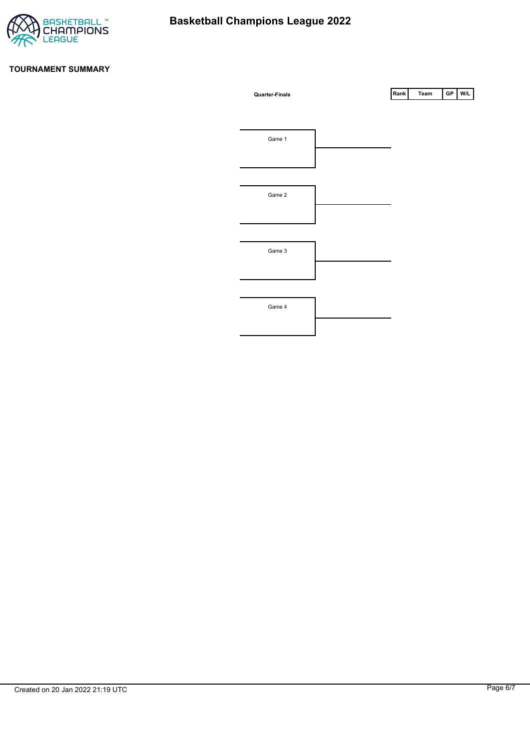# Basketball Champions League 2022

## TOURNAMENT SUMMARY

**Quarter-Finals**

Game 1

Game 2

Game 3

Game 4

| Rank | Team | GP | W/L |
| --- | --- | --- | --- |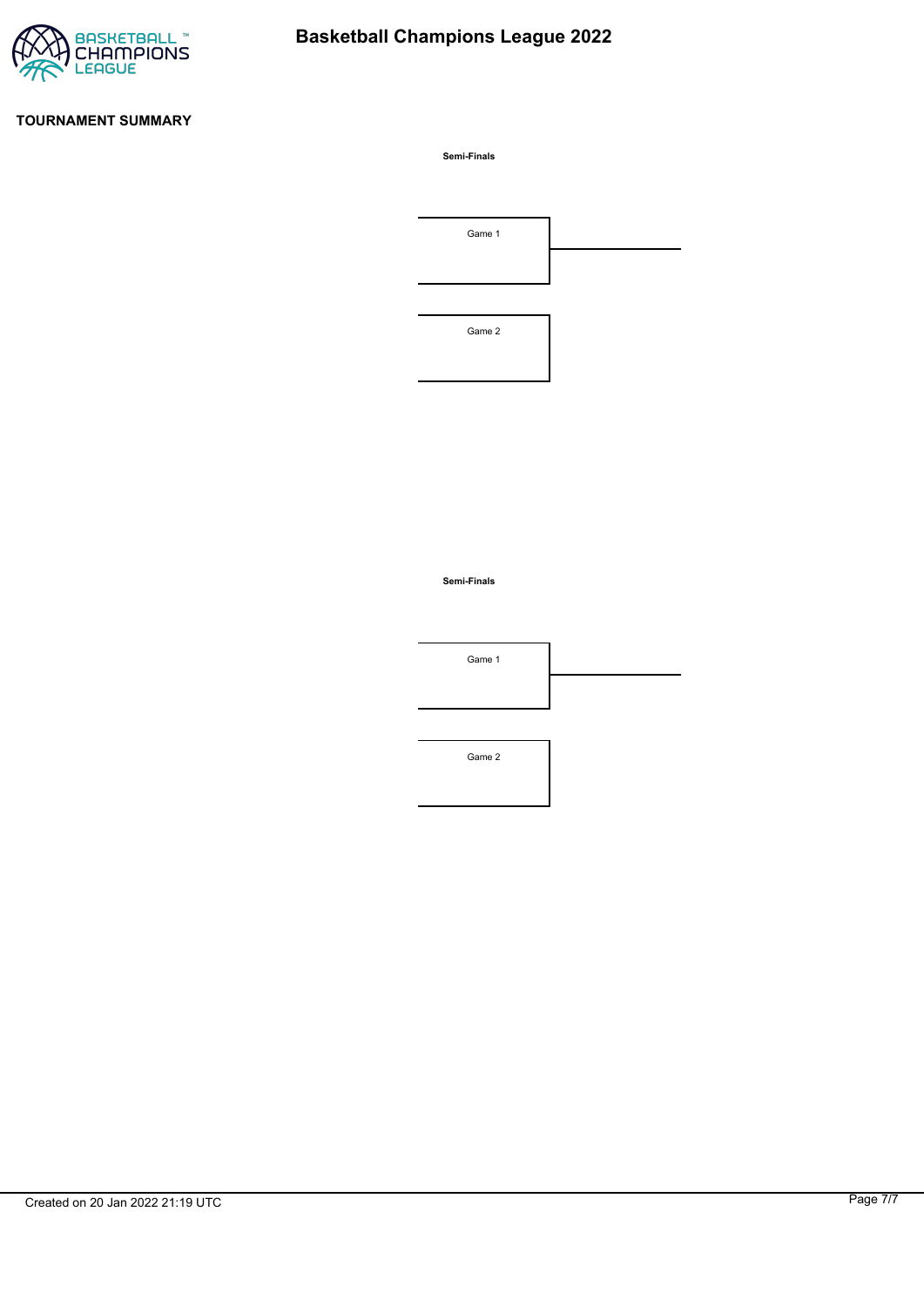# Basketball Champions League 2022

## TOURNAMENT SUMMARY

**Semi-Finals**

Game 1

Game 2

**Semi-Finals**

Game 1

Game 2

Created on 20 Jan 2022 21:19 UTC